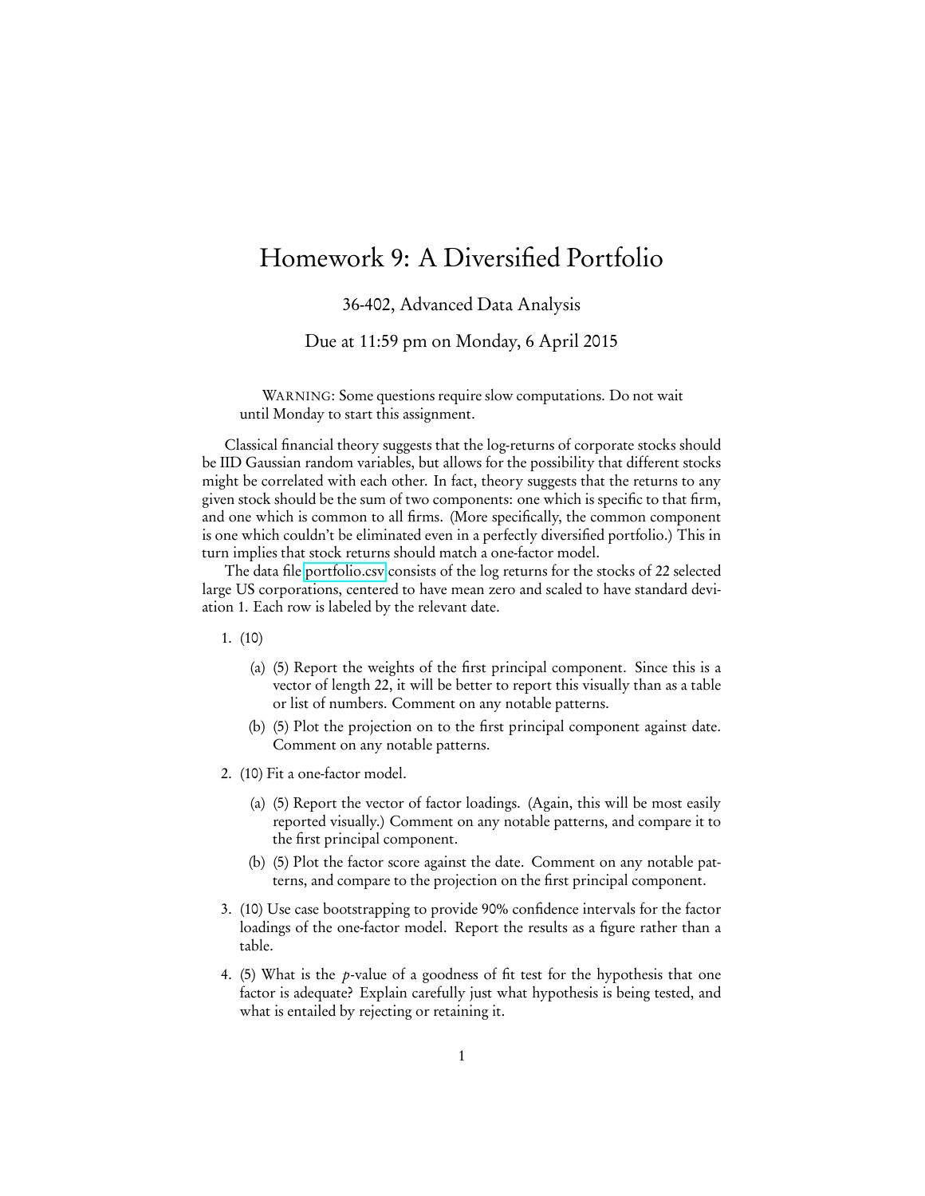# Homework 9: A Diversified Portfolio

36-402, Advanced Data Analysis

Due at 11:59 pm on Monday, 6 April 2015

> WARNING: Some questions require slow computations. Do not wait until Monday to start this assignment.

Classical financial theory suggests that the log-returns of corporate stocks should be IID Gaussian random variables, but allows for the possibility that different stocks might be correlated with each other. In fact, theory suggests that the returns to any given stock should be the sum of two components: one which is specific to that firm, and one which is common to all firms. (More specifically, the common component is one which couldn't be eliminated even in a perfectly diversified portfolio.) This in turn implies that stock returns should match a one-factor model.

The data file portfolio.csv consists of the log returns for the stocks of 22 selected large US corporations, centered to have mean zero and scaled to have standard deviation 1. Each row is labeled by the relevant date.

1. (10)
   (a) (5) Report the weights of the first principal component. Since this is a vector of length 22, it will be better to report this visually than as a table or list of numbers. Comment on any notable patterns.
   (b) (5) Plot the projection on to the first principal component against date. Comment on any notable patterns.

2. (10) Fit a one-factor model.
   (a) (5) Report the vector of factor loadings. (Again, this will be most easily reported visually.) Comment on any notable patterns, and compare it to the first principal component.
   (b) (5) Plot the factor score against the date. Comment on any notable patterns, and compare to the projection on the first principal component.

3. (10) Use case bootstrapping to provide 90% confidence intervals for the factor loadings of the one-factor model. Report the results as a figure rather than a table.

4. (5) What is the $p$-value of a goodness of fit test for the hypothesis that one factor is adequate? Explain carefully just what hypothesis is being tested, and what is entailed by rejecting or retaining it.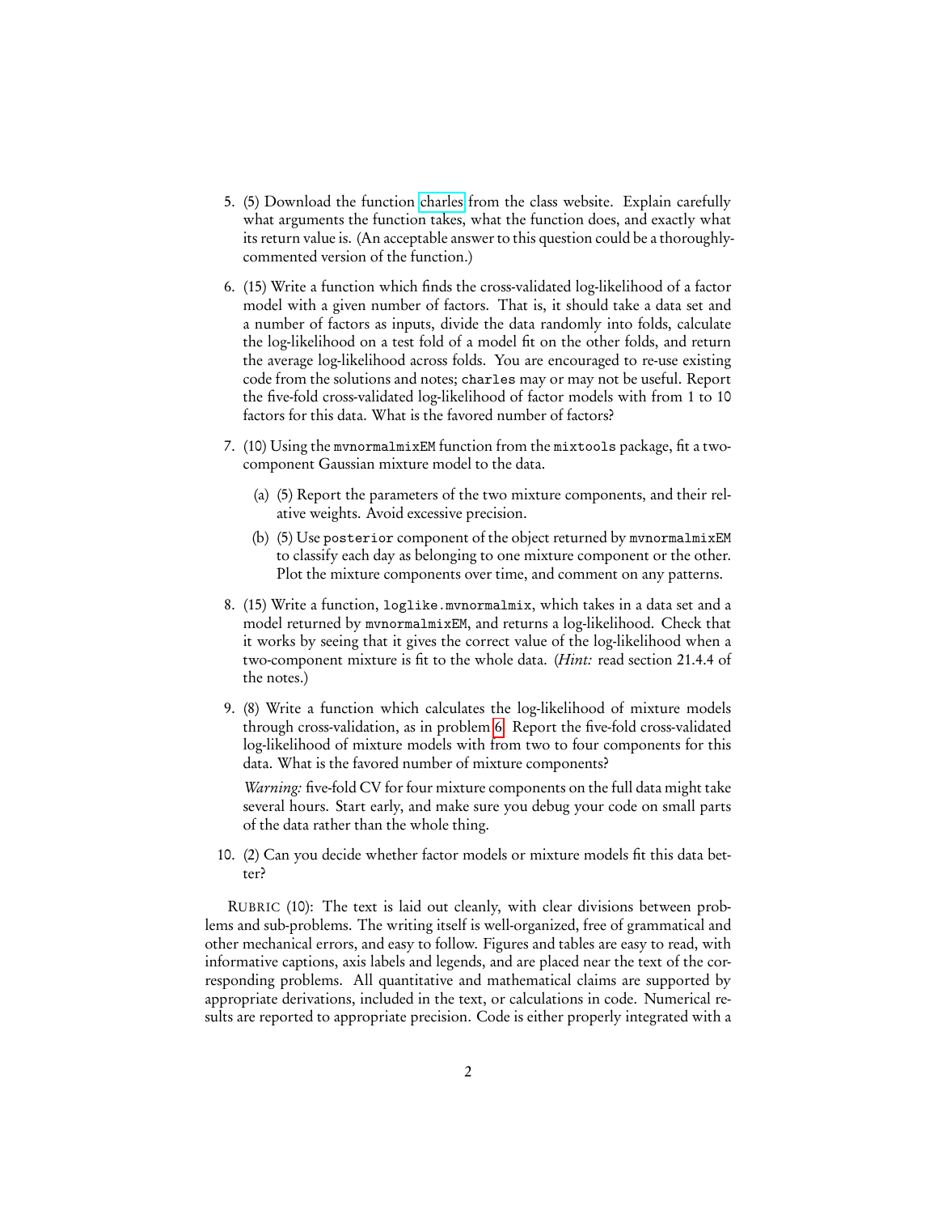5. (5) Download the function charles from the class website. Explain carefully what arguments the function takes, what the function does, and exactly what its return value is. (An acceptable answer to this question could be a thoroughly-commented version of the function.)

6. (15) Write a function which finds the cross-validated log-likelihood of a factor model with a given number of factors. That is, it should take a data set and a number of factors as inputs, divide the data randomly into folds, calculate the log-likelihood on a test fold of a model fit on the other folds, and return the average log-likelihood across folds. You are encouraged to re-use existing code from the solutions and notes; `charles` may or may not be useful. Report the five-fold cross-validated log-likelihood of factor models with from 1 to 10 factors for this data. What is the favored number of factors?

7. (10) Using the `mvnormalmixEM` function from the `mixtools` package, fit a two-component Gaussian mixture model to the data.

   (a) (5) Report the parameters of the two mixture components, and their relative weights. Avoid excessive precision.

   (b) (5) Use `posterior` component of the object returned by `mvnormalmixEM` to classify each day as belonging to one mixture component or the other. Plot the mixture components over time, and comment on any patterns.

8. (15) Write a function, `loglike.mvnormalmix`, which takes in a data set and a model returned by `mvnormalmixEM`, and returns a log-likelihood. Check that it works by seeing that it gives the correct value of the log-likelihood when a two-component mixture is fit to the whole data. (*Hint:* read section 21.4.4 of the notes.)

9. (8) Write a function which calculates the log-likelihood of mixture models through cross-validation, as in problem 6. Report the five-fold cross-validated log-likelihood of mixture models with from two to four components for this data. What is the favored number of mixture components?

   *Warning:* five-fold CV for four mixture components on the full data might take several hours. Start early, and make sure you debug your code on small parts of the data rather than the whole thing.

10. (2) Can you decide whether factor models or mixture models fit this data better?

RUBRIC (10): The text is laid out cleanly, with clear divisions between problems and sub-problems. The writing itself is well-organized, free of grammatical and other mechanical errors, and easy to follow. Figures and tables are easy to read, with informative captions, axis labels and legends, and are placed near the text of the corresponding problems. All quantitative and mathematical claims are supported by appropriate derivations, included in the text, or calculations in code. Numerical results are reported to appropriate precision. Code is either properly integrated with a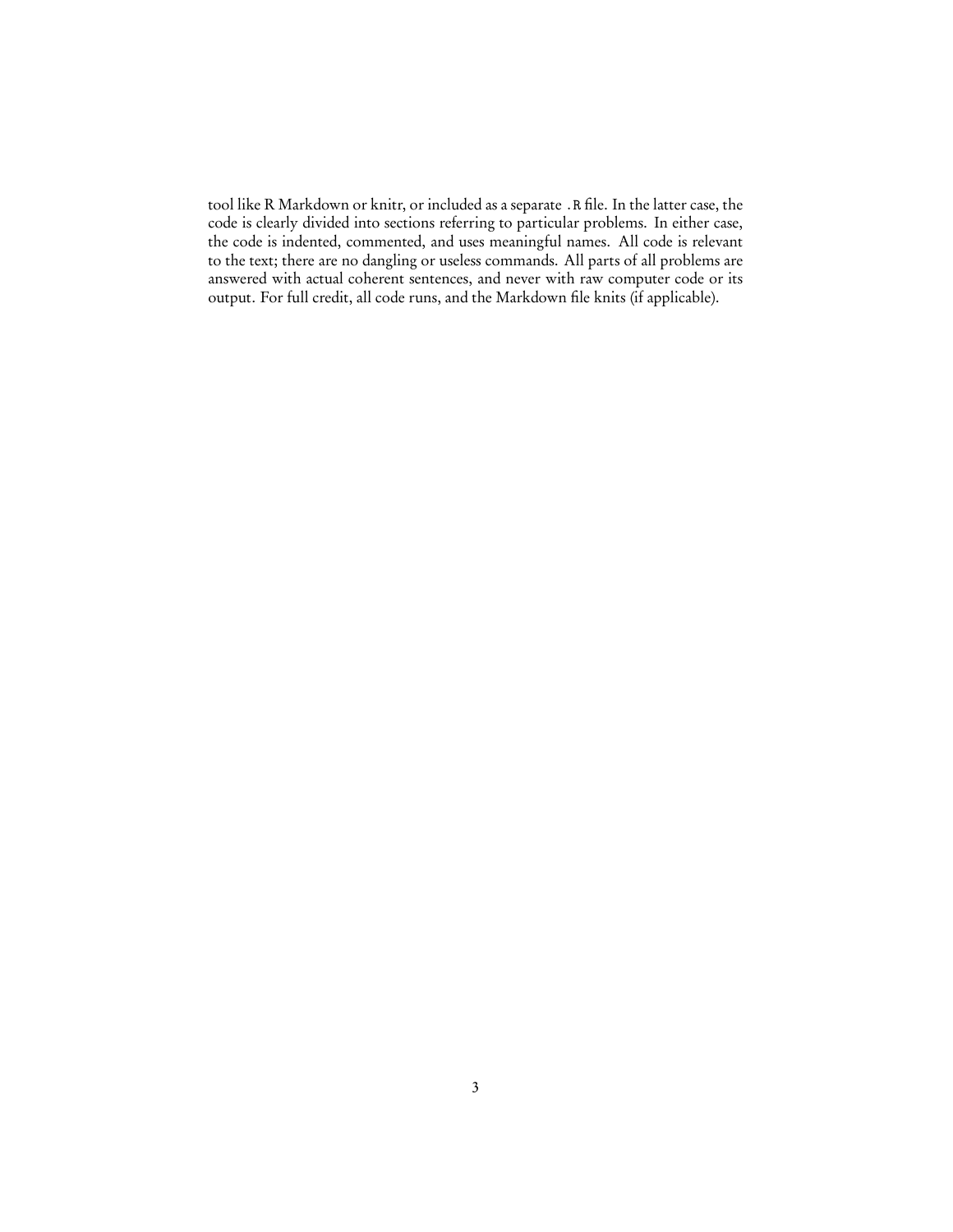tool like R Markdown or knitr, or included as a separate `.R` file. In the latter case, the code is clearly divided into sections referring to particular problems. In either case, the code is indented, commented, and uses meaningful names. All code is relevant to the text; there are no dangling or useless commands. All parts of all problems are answered with actual coherent sentences, and never with raw computer code or its output. For full credit, all code runs, and the Markdown file knits (if applicable).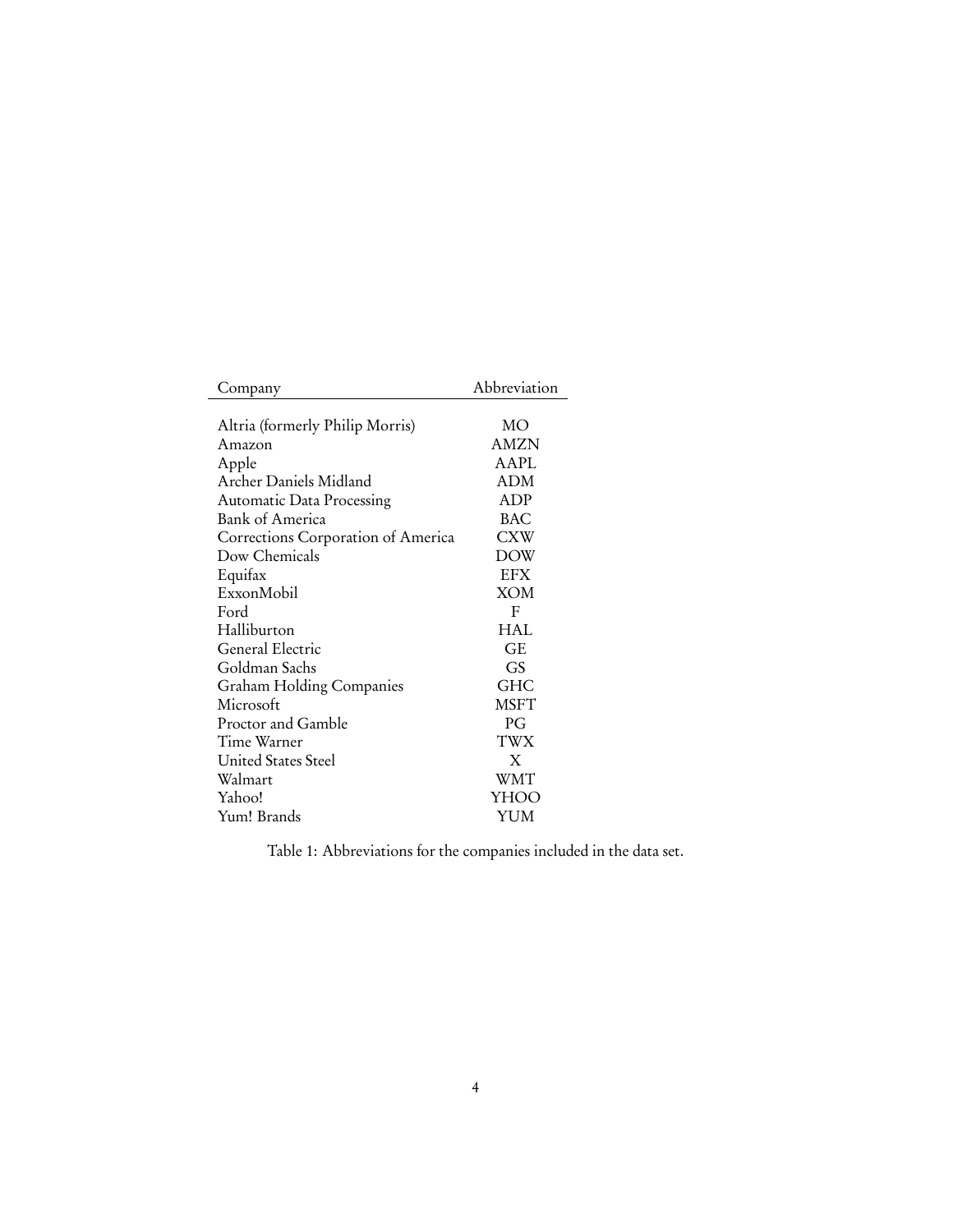| Company | Abbreviation |
| --- | --- |
| Altria (formerly Philip Morris) | MO |
| Amazon | AMZN |
| Apple | AAPL |
| Archer Daniels Midland | ADM |
| Automatic Data Processing | ADP |
| Bank of America | BAC |
| Corrections Corporation of America | CXW |
| Dow Chemicals | DOW |
| Equifax | EFX |
| ExxonMobil | XOM |
| Ford | F |
| Halliburton | HAL |
| General Electric | GE |
| Goldman Sachs | GS |
| Graham Holding Companies | GHC |
| Microsoft | MSFT |
| Proctor and Gamble | PG |
| Time Warner | TWX |
| United States Steel | X |
| Walmart | WMT |
| Yahoo! | YHOO |
| Yum! Brands | YUM |

Table 1: Abbreviations for the companies included in the data set.